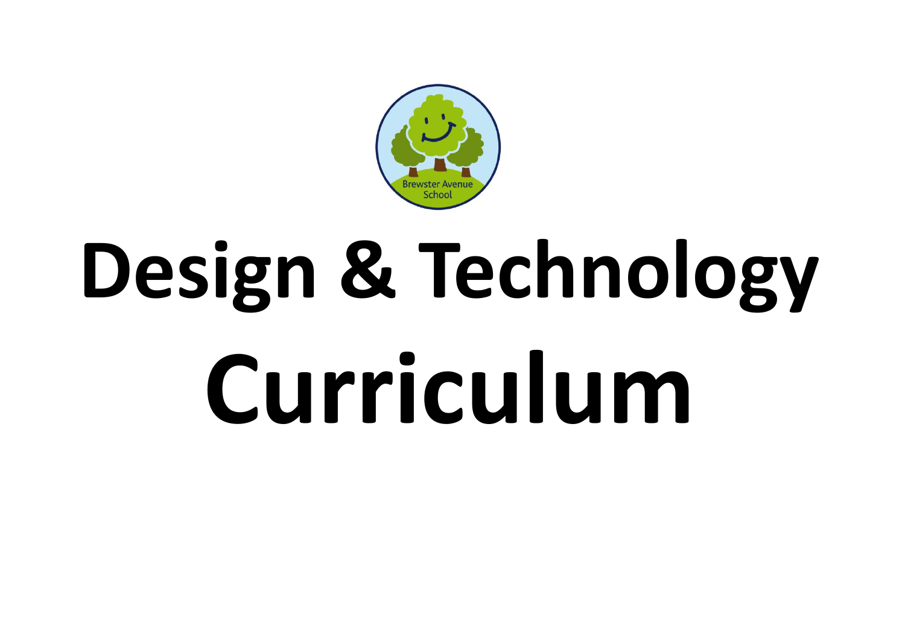Brewster Avenue School

# Design & Technology Curriculum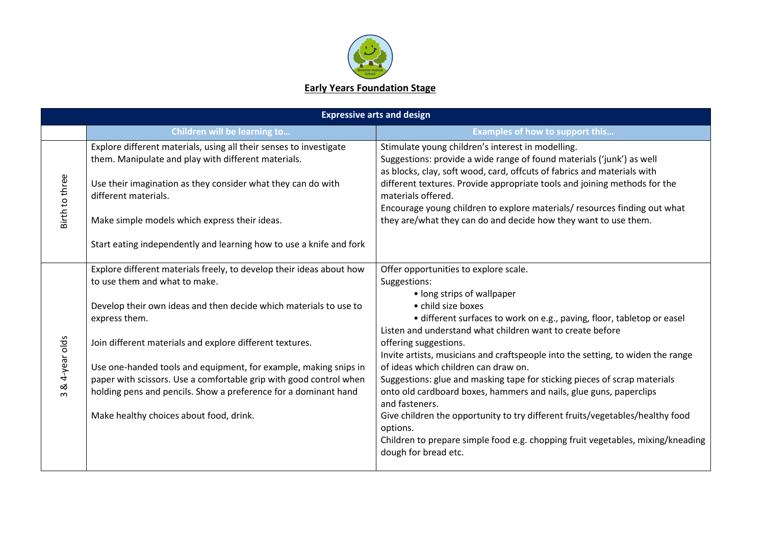## Early Years Foundation Stage

| Expressive arts and design | | |
|---|---|---|
| | **Children will be learning to…** | **Examples of how to support this…** |
| Birth to three | Explore different materials, using all their senses to investigate them. Manipulate and play with different materials.<br><br>Use their imagination as they consider what they can do with different materials.<br><br>Make simple models which express their ideas.<br><br>Start eating independently and learning how to use a knife and fork | Stimulate young children's interest in modelling.<br>Suggestions: provide a wide range of found materials ('junk') as well as blocks, clay, soft wood, card, offcuts of fabrics and materials with different textures. Provide appropriate tools and joining methods for the materials offered.<br>Encourage young children to explore materials/ resources finding out what they are/what they can do and decide how they want to use them. |
| 3 & 4-year olds | Explore different materials freely, to develop their ideas about how to use them and what to make.<br><br>Develop their own ideas and then decide which materials to use to express them.<br><br>Join different materials and explore different textures.<br><br>Use one-handed tools and equipment, for example, making snips in paper with scissors. Use a comfortable grip with good control when holding pens and pencils. Show a preference for a dominant hand<br><br>Make healthy choices about food, drink. | Offer opportunities to explore scale.<br>Suggestions:<br>• long strips of wallpaper<br>• child size boxes<br>• different surfaces to work on e.g., paving, floor, tabletop or easel<br>Listen and understand what children want to create before offering suggestions.<br>Invite artists, musicians and craftspeople into the setting, to widen the range of ideas which children can draw on.<br>Suggestions: glue and masking tape for sticking pieces of scrap materials onto old cardboard boxes, hammers and nails, glue guns, paperclips and fasteners.<br>Give children the opportunity to try different fruits/vegetables/healthy food options.<br>Children to prepare simple food e.g. chopping fruit vegetables, mixing/kneading dough for bread etc. |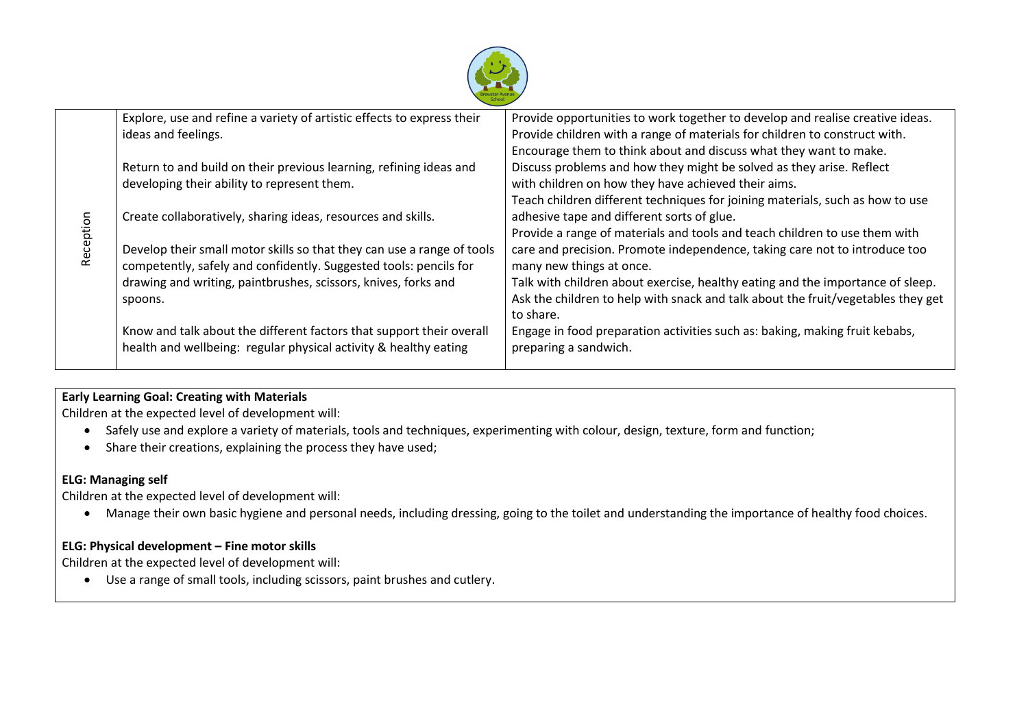| Reception | Explore, use and refine a variety of artistic effects to express their ideas and feelings.<br><br>Return to and build on their previous learning, refining ideas and developing their ability to represent them.<br><br>Create collaboratively, sharing ideas, resources and skills.<br><br>Develop their small motor skills so that they can use a range of tools competently, safely and confidently. Suggested tools: pencils for drawing and writing, paintbrushes, scissors, knives, forks and spoons.<br><br>Know and talk about the different factors that support their overall health and wellbeing: regular physical activity & healthy eating | Provide opportunities to work together to develop and realise creative ideas. Provide children with a range of materials for children to construct with. Encourage them to think about and discuss what they want to make. Discuss problems and how they might be solved as they arise. Reflect with children on how they have achieved their aims. Teach children different techniques for joining materials, such as how to use adhesive tape and different sorts of glue. Provide a range of materials and tools and teach children to use them with care and precision. Promote independence, taking care not to introduce too many new things at once. Talk with children about exercise, healthy eating and the importance of sleep. Ask the children to help with snack and talk about the fruit/vegetables they get to share. Engage in food preparation activities such as: baking, making fruit kebabs, preparing a sandwich. |
|---|---|---|

**Early Learning Goal: Creating with Materials**

Children at the expected level of development will:

- Safely use and explore a variety of materials, tools and techniques, experimenting with colour, design, texture, form and function;
- Share their creations, explaining the process they have used;

**ELG: Managing self**

Children at the expected level of development will:

- Manage their own basic hygiene and personal needs, including dressing, going to the toilet and understanding the importance of healthy food choices.

**ELG: Physical development – Fine motor skills**

Children at the expected level of development will:

- Use a range of small tools, including scissors, paint brushes and cutlery.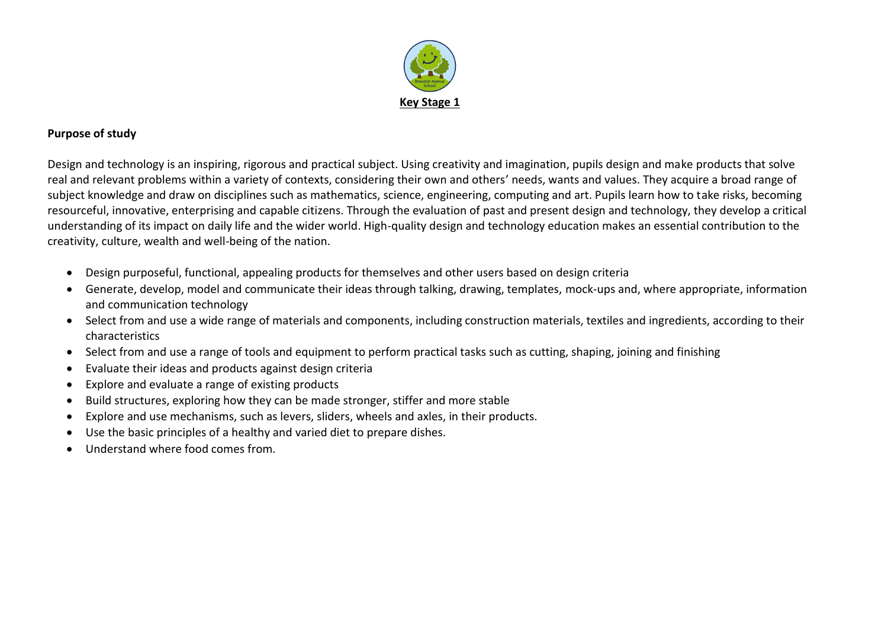**Key Stage 1**

**Purpose of study**

Design and technology is an inspiring, rigorous and practical subject. Using creativity and imagination, pupils design and make products that solve real and relevant problems within a variety of contexts, considering their own and others' needs, wants and values. They acquire a broad range of subject knowledge and draw on disciplines such as mathematics, science, engineering, computing and art. Pupils learn how to take risks, becoming resourceful, innovative, enterprising and capable citizens. Through the evaluation of past and present design and technology, they develop a critical understanding of its impact on daily life and the wider world. High-quality design and technology education makes an essential contribution to the creativity, culture, wealth and well-being of the nation.

- Design purposeful, functional, appealing products for themselves and other users based on design criteria
- Generate, develop, model and communicate their ideas through talking, drawing, templates, mock-ups and, where appropriate, information and communication technology
- Select from and use a wide range of materials and components, including construction materials, textiles and ingredients, according to their characteristics
- Select from and use a range of tools and equipment to perform practical tasks such as cutting, shaping, joining and finishing
- Evaluate their ideas and products against design criteria
- Explore and evaluate a range of existing products
- Build structures, exploring how they can be made stronger, stiffer and more stable
- Explore and use mechanisms, such as levers, sliders, wheels and axles, in their products.
- Use the basic principles of a healthy and varied diet to prepare dishes.
- Understand where food comes from.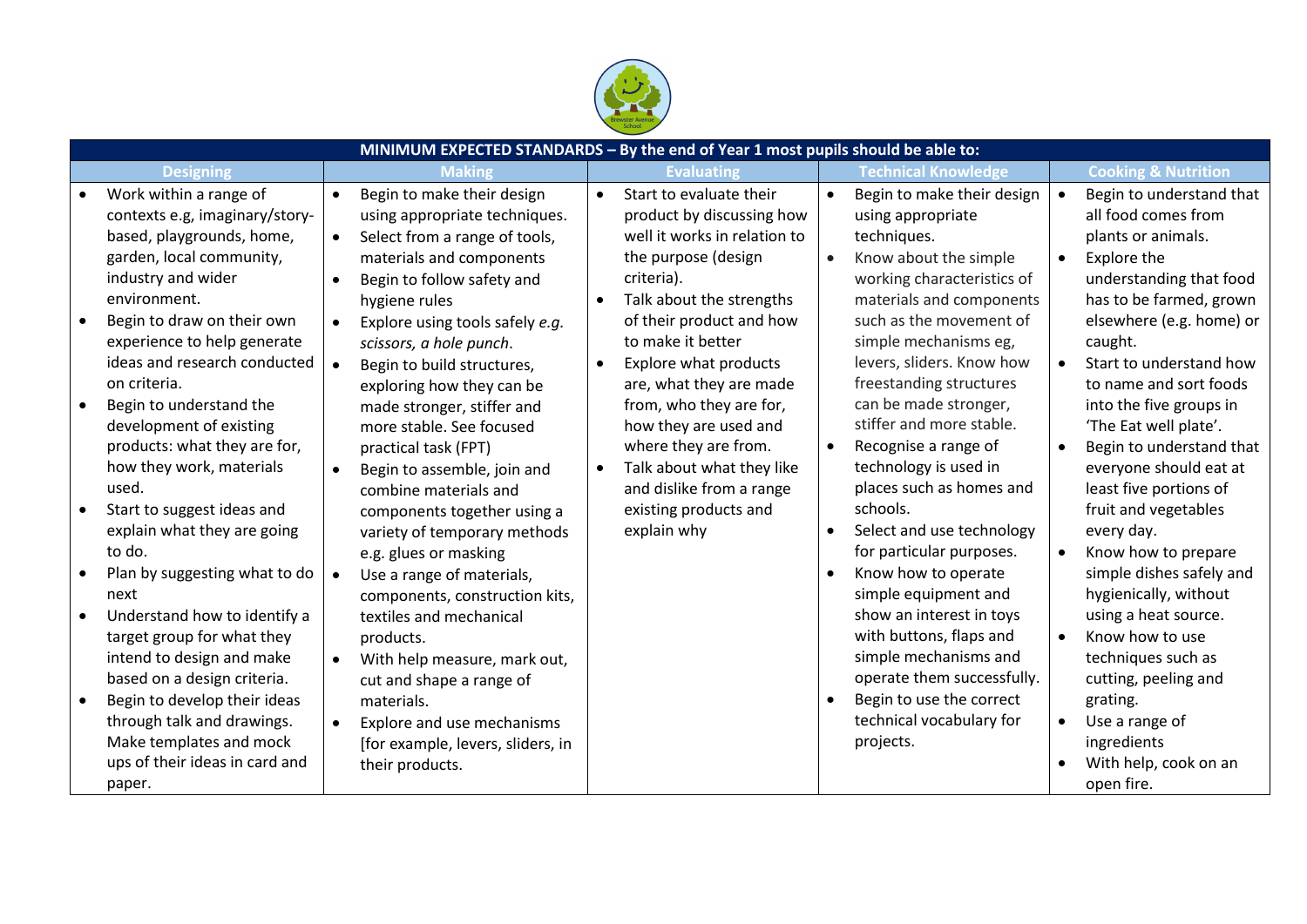| MINIMUM EXPECTED STANDARDS – By the end of Year 1 most pupils should be able to: | | | | |
|---|---|---|---|---|
| **Designing** | **Making** | **Evaluating** | **Technical Knowledge** | **Cooking & Nutrition** |
| • Work within a range of contexts e.g, imaginary/story-based, playgrounds, home, garden, local community, industry and wider environment.<br>• Begin to draw on their own experience to help generate ideas and research conducted on criteria.<br>• Begin to understand the development of existing products: what they are for, how they work, materials used.<br>• Start to suggest ideas and explain what they are going to do.<br>• Plan by suggesting what to do next<br>• Understand how to identify a target group for what they intend to design and make based on a design criteria.<br>• Begin to develop their ideas through talk and drawings. Make templates and mock ups of their ideas in card and paper. | • Begin to make their design using appropriate techniques.<br>• Select from a range of tools, materials and components<br>• Begin to follow safety and hygiene rules<br>• Explore using tools safely *e.g. scissors, a hole punch*.<br>• Begin to build structures, exploring how they can be made stronger, stiffer and more stable. See focused practical task (FPT)<br>• Begin to assemble, join and combine materials and components together using a variety of temporary methods e.g. glues or masking<br>• Use a range of materials, components, construction kits, textiles and mechanical products.<br>• With help measure, mark out, cut and shape a range of materials.<br>• Explore and use mechanisms [for example, levers, sliders, in their products. | • Start to evaluate their product by discussing how well it works in relation to the purpose (design criteria).<br>• Talk about the strengths of their product and how to make it better<br>• Explore what products are, what they are made from, who they are for, how they are used and where they are from.<br>• Talk about what they like and dislike from a range existing products and explain why | • Begin to make their design using appropriate techniques.<br>• Know about the simple working characteristics of materials and components such as the movement of simple mechanisms eg, levers, sliders. Know how freestanding structures can be made stronger, stiffer and more stable.<br>• Recognise a range of technology is used in places such as homes and schools.<br>• Select and use technology for particular purposes.<br>• Know how to operate simple equipment and show an interest in toys with buttons, flaps and simple mechanisms and operate them successfully.<br>• Begin to use the correct technical vocabulary for projects. | • Begin to understand that all food comes from plants or animals.<br>• Explore the understanding that food has to be farmed, grown elsewhere (e.g. home) or caught.<br>• Start to understand how to name and sort foods into the five groups in 'The Eat well plate'.<br>• Begin to understand that everyone should eat at least five portions of fruit and vegetables every day.<br>• Know how to prepare simple dishes safely and hygienically, without using a heat source.<br>• Know how to use techniques such as cutting, peeling and grating.<br>• Use a range of ingredients<br>• With help, cook on an open fire. |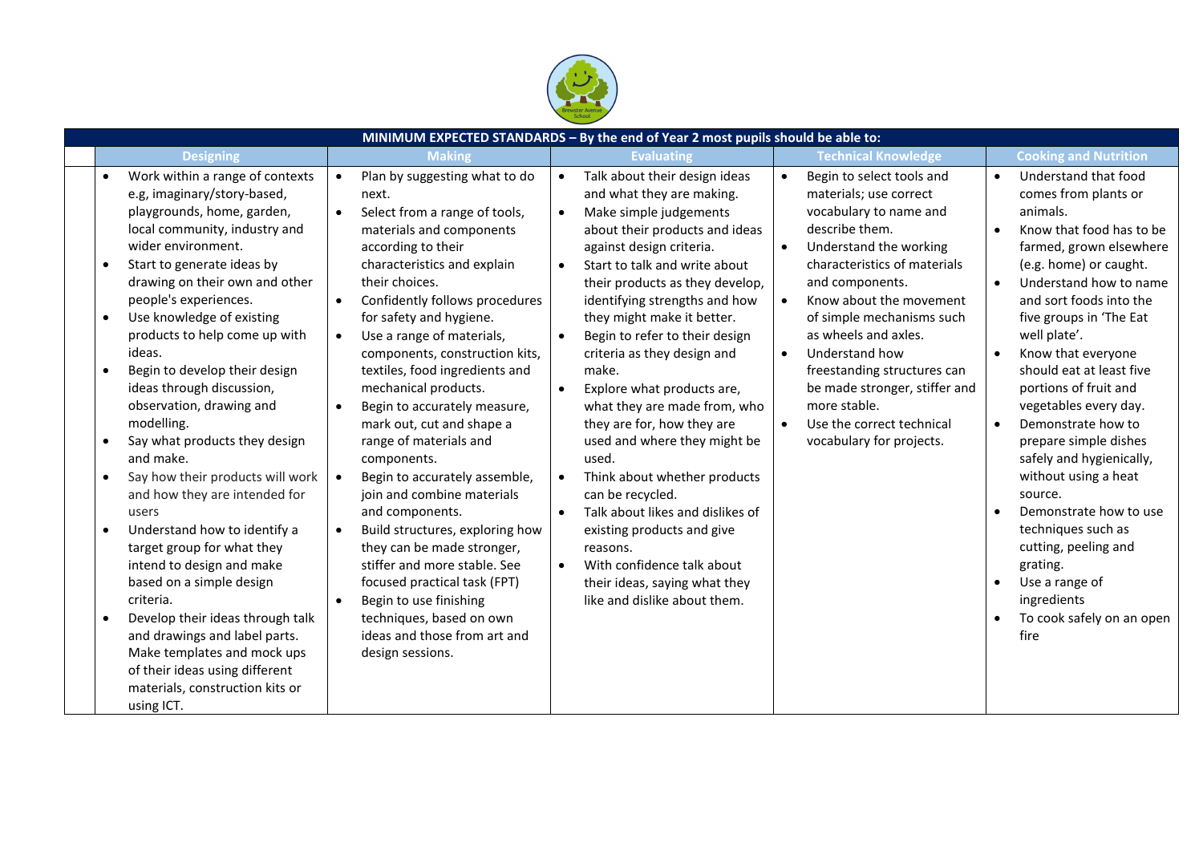| MINIMUM EXPECTED STANDARDS – By the end of Year 2 most pupils should be able to: | | | | |
|---|---|---|---|---|
| **Designing** | **Making** | **Evaluating** | **Technical Knowledge** | **Cooking and Nutrition** |
| • Work within a range of contexts e.g, imaginary/story-based, playgrounds, home, garden, local community, industry and wider environment.<br>• Start to generate ideas by drawing on their own and other people's experiences.<br>• Use knowledge of existing products to help come up with ideas.<br>• Begin to develop their design ideas through discussion, observation, drawing and modelling.<br>• Say what products they design and make.<br>• Say how their products will work and how they are intended for users<br>• Understand how to identify a target group for what they intend to design and make based on a simple design criteria.<br>• Develop their ideas through talk and drawings and label parts. Make templates and mock ups of their ideas using different materials, construction kits or using ICT. | • Plan by suggesting what to do next.<br>• Select from a range of tools, materials and components according to their characteristics and explain their choices.<br>• Confidently follows procedures for safety and hygiene.<br>• Use a range of materials, components, construction kits, textiles, food ingredients and mechanical products.<br>• Begin to accurately measure, mark out, cut and shape a range of materials and components.<br>• Begin to accurately assemble, join and combine materials and components.<br>• Build structures, exploring how they can be made stronger, stiffer and more stable. See focused practical task (FPT)<br>• Begin to use finishing techniques, based on own ideas and those from art and design sessions. | • Talk about their design ideas and what they are making.<br>• Make simple judgements about their products and ideas against design criteria.<br>• Start to talk and write about their products as they develop, identifying strengths and how they might make it better.<br>• Begin to refer to their design criteria as they design and make.<br>• Explore what products are, what they are made from, who they are for, how they are used and where they might be used.<br>• Think about whether products can be recycled.<br>• Talk about likes and dislikes of existing products and give reasons.<br>• With confidence talk about their ideas, saying what they like and dislike about them. | • Begin to select tools and materials; use correct vocabulary to name and describe them.<br>• Understand the working characteristics of materials and components.<br>• Know about the movement of simple mechanisms such as wheels and axles.<br>• Understand how freestanding structures can be made stronger, stiffer and more stable.<br>• Use the correct technical vocabulary for projects. | • Understand that food comes from plants or animals.<br>• Know that food has to be farmed, grown elsewhere (e.g. home) or caught.<br>• Understand how to name and sort foods into the five groups in 'The Eat well plate'.<br>• Know that everyone should eat at least five portions of fruit and vegetables every day.<br>• Demonstrate how to prepare simple dishes safely and hygienically, without using a heat source.<br>• Demonstrate how to use techniques such as cutting, peeling and grating.<br>• Use a range of ingredients<br>• To cook safely on an open fire |